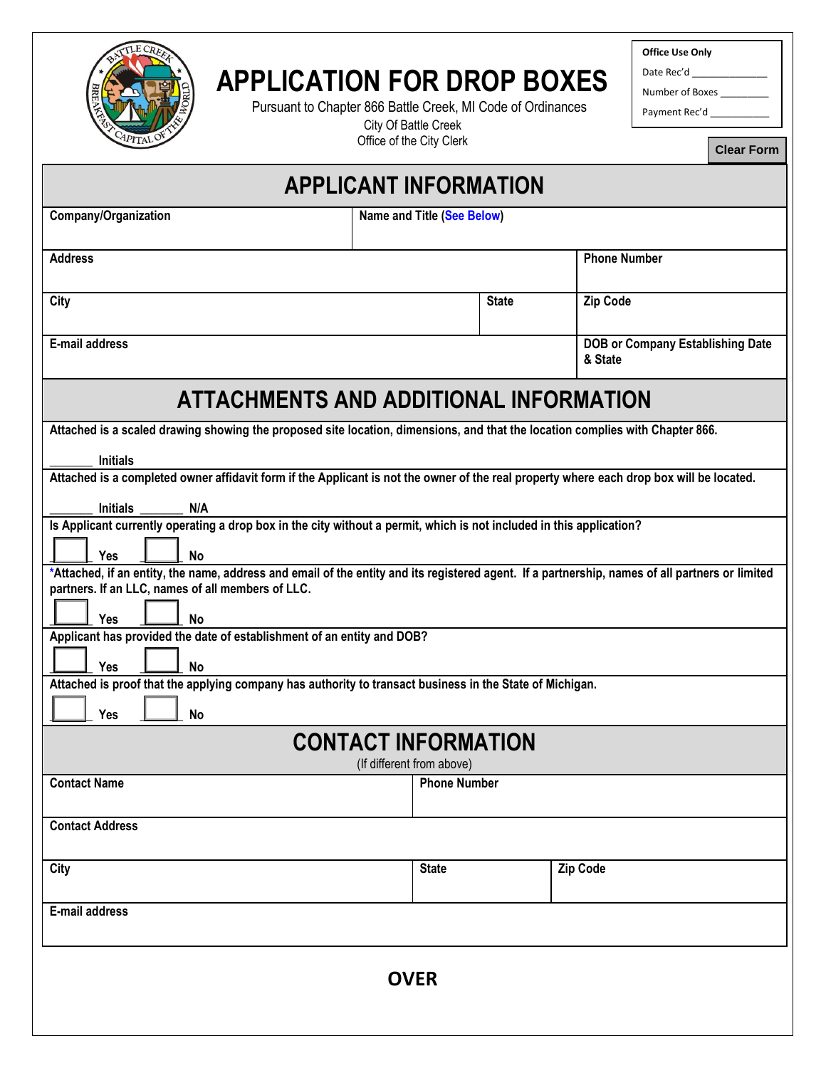# APPLICATION FOR DROP BOXES

Pursuant to Chapter 866 Battle Creek, MI Code of Ordinances
City Of Battle Creek
Office of the City Clerk

| Office Use Only |
| --- |
| Date Rec'd _______________ |
| Number of Boxes _________ |
| Payment Rec'd ____________ |

Clear Form

## APPLICANT INFORMATION

| Company/Organization | Name and Title (See Below) | |
| --- | --- | --- |
| **Address** | | **Phone Number** |
| **City** | **State** | **Zip Code** |
| **E-mail address** | | **DOB or Company Establishing Date & State** |

## ATTACHMENTS AND ADDITIONAL INFORMATION

**Attached is a scaled drawing showing the proposed site location, dimensions, and that the location complies with Chapter 866.**

_______ **Initials**

**Attached is a completed owner affidavit form if the Applicant is not the owner of the real property where each drop box will be located.**

_______ **Initials** _______ **N/A**

**Is Applicant currently operating a drop box in the city without a permit, which is not included in this application?**

☐ **Yes** ☐ **No**

***Attached, if an entity, the name, address and email of the entity and its registered agent. If a partnership, names of all partners or limited partners. If an LLC, names of all members of LLC.**

☐ **Yes** ☐ **No**

**Applicant has provided the date of establishment of an entity and DOB?**

☐ **Yes** ☐ **No**

**Attached is proof that the applying company has authority to transact business in the State of Michigan.**

☐ **Yes** ☐ **No**

## CONTACT INFORMATION

(If different from above)

| Contact Name | Phone Number | |
| --- | --- | --- |
| **Contact Address** | | |
| **City** | **State** | **Zip Code** |
| **E-mail address** | | |

**OVER**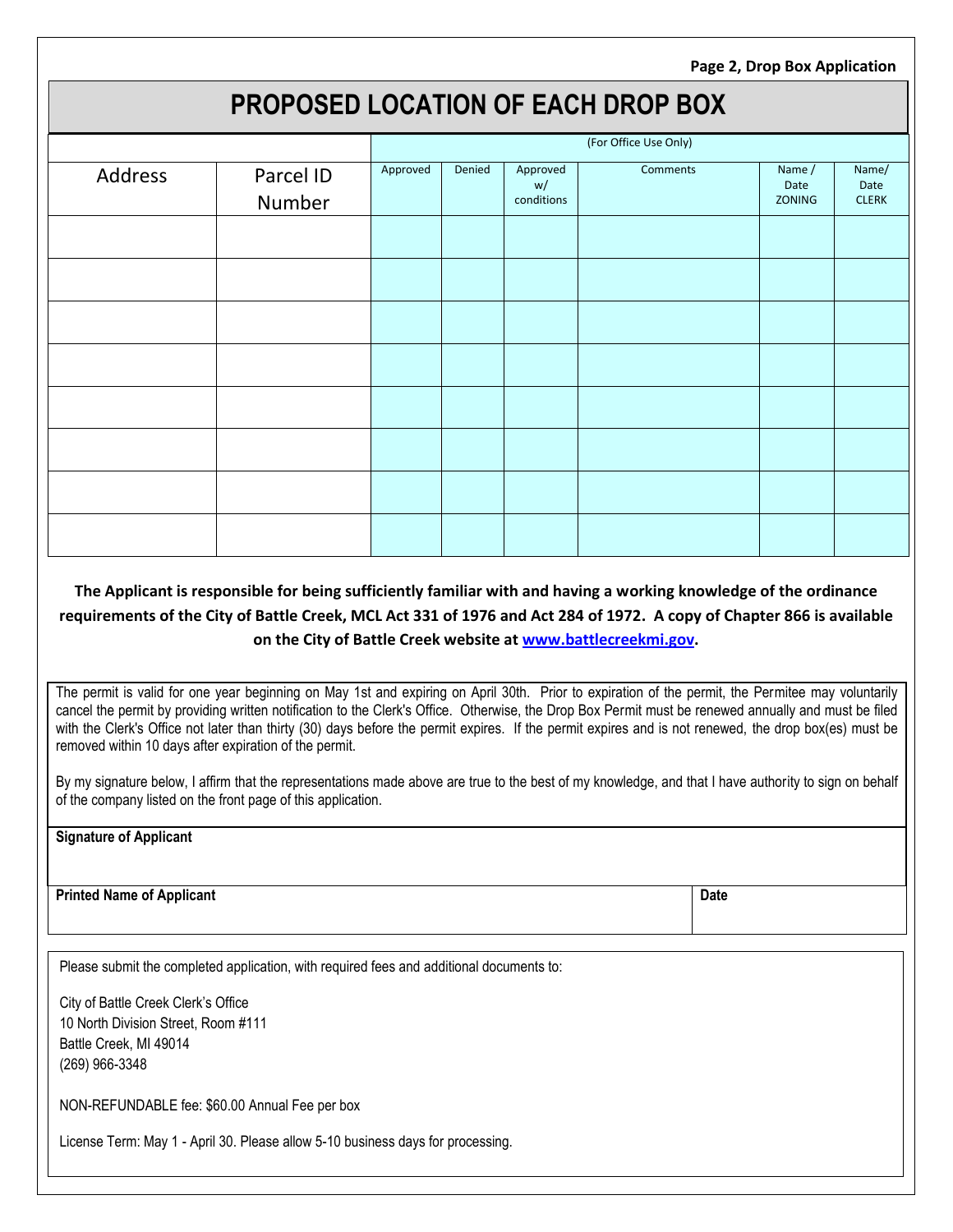# PROPOSED LOCATION OF EACH DROP BOX

| | | (For Office Use Only) | | | | | |
|---|---|---|---|---|---|---|---|
| Address | Parcel ID Number | Approved | Denied | Approved w/ conditions | Comments | Name / Date ZONING | Name/ Date CLERK |
| | | | | | | | |
| | | | | | | | |
| | | | | | | | |
| | | | | | | | |
| | | | | | | | |
| | | | | | | | |
| | | | | | | | |
| | | | | | | | |

**The Applicant is responsible for being sufficiently familiar with and having a working knowledge of the ordinance requirements of the City of Battle Creek, MCL Act 331 of 1976 and Act 284 of 1972. A copy of Chapter 866 is available on the City of Battle Creek website at www.battlecreekmi.gov.**

The permit is valid for one year beginning on May 1st and expiring on April 30th. Prior to expiration of the permit, the Permitee may voluntarily cancel the permit by providing written notification to the Clerk's Office. Otherwise, the Drop Box Permit must be renewed annually and must be filed with the Clerk's Office not later than thirty (30) days before the permit expires. If the permit expires and is not renewed, the drop box(es) must be removed within 10 days after expiration of the permit.

By my signature below, I affirm that the representations made above are true to the best of my knowledge, and that I have authority to sign on behalf of the company listed on the front page of this application.

**Signature of Applicant**

| **Printed Name of Applicant** | **Date** |
|---|---|
| | |

Please submit the completed application, with required fees and additional documents to:

City of Battle Creek Clerk's Office
10 North Division Street, Room #111
Battle Creek, MI 49014
(269) 966-3348

NON-REFUNDABLE fee: $60.00 Annual Fee per box

License Term: May 1 - April 30. Please allow 5-10 business days for processing.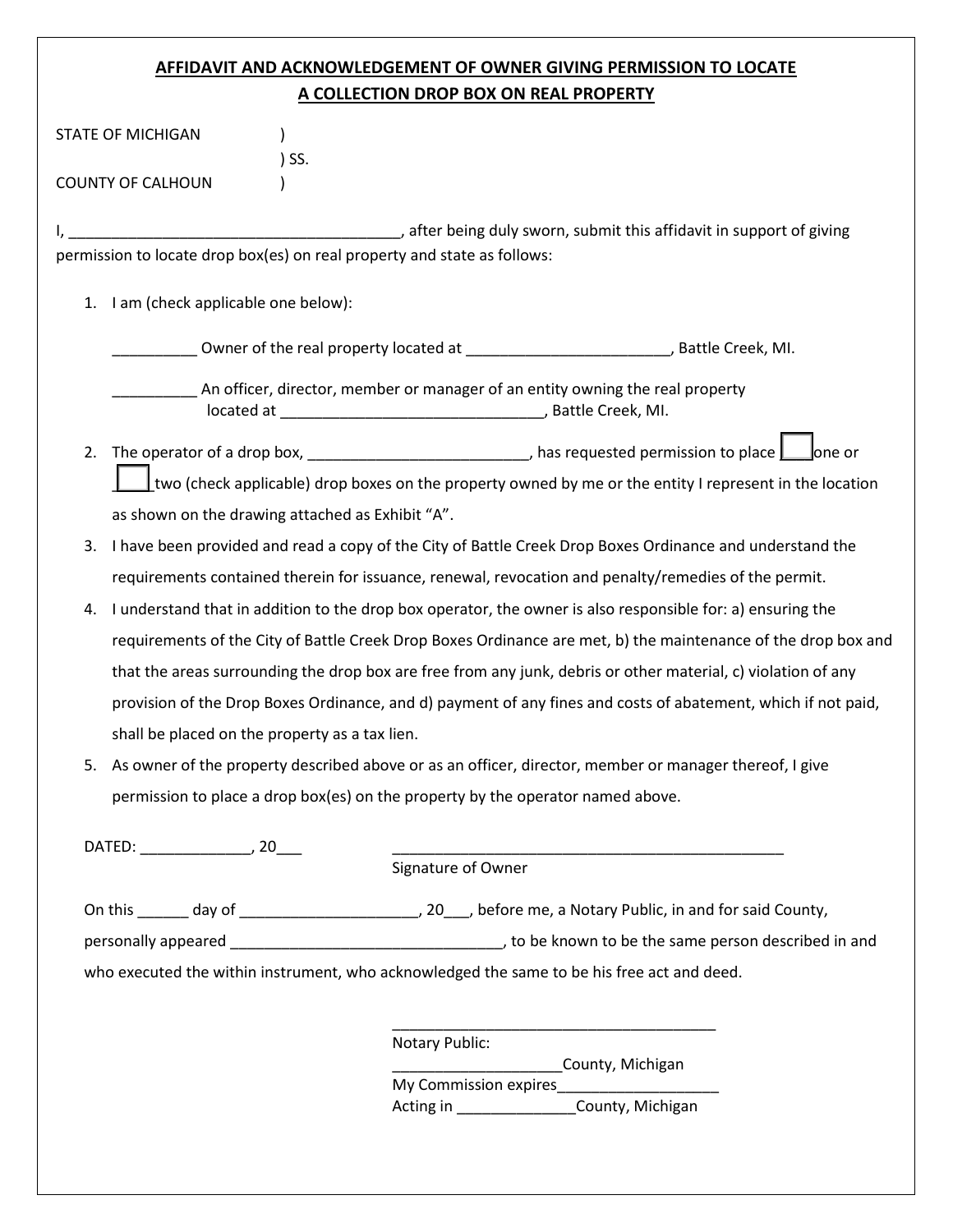**AFFIDAVIT AND ACKNOWLEDGEMENT OF OWNER GIVING PERMISSION TO LOCATE A COLLECTION DROP BOX ON REAL PROPERTY**

STATE OF MICHIGAN )
) SS.
COUNTY OF CALHOUN )

I, _______________________________________, after being duly sworn, submit this affidavit in support of giving permission to locate drop box(es) on real property and state as follows:

1. I am (check applicable one below):

   __________ Owner of the real property located at ________________________, Battle Creek, MI.

   __________ An officer, director, member or manager of an entity owning the real property located at _______________________________, Battle Creek, MI.

2. The operator of a drop box, _________________________, has requested permission to place ☐ one or ☐ two (check applicable) drop boxes on the property owned by me or the entity I represent in the location as shown on the drawing attached as Exhibit "A".
3. I have been provided and read a copy of the City of Battle Creek Drop Boxes Ordinance and understand the requirements contained therein for issuance, renewal, revocation and penalty/remedies of the permit.
4. I understand that in addition to the drop box operator, the owner is also responsible for: a) ensuring the requirements of the City of Battle Creek Drop Boxes Ordinance are met, b) the maintenance of the drop box and that the areas surrounding the drop box are free from any junk, debris or other material, c) violation of any provision of the Drop Boxes Ordinance, and d) payment of any fines and costs of abatement, which if not paid, shall be placed on the property as a tax lien.
5. As owner of the property described above or as an officer, director, member or manager thereof, I give permission to place a drop box(es) on the property by the operator named above.

DATED: _____________, 20___

_______________________________________________
Signature of Owner

On this ______ day of _____________________, 20___, before me, a Notary Public, in and for said County, personally appeared ________________________________, to be known to be the same person described in and who executed the within instrument, who acknowledged the same to be his free act and deed.

_______________________________________
Notary Public:
____________________County, Michigan
My Commission expires___________________
Acting in ______________County, Michigan